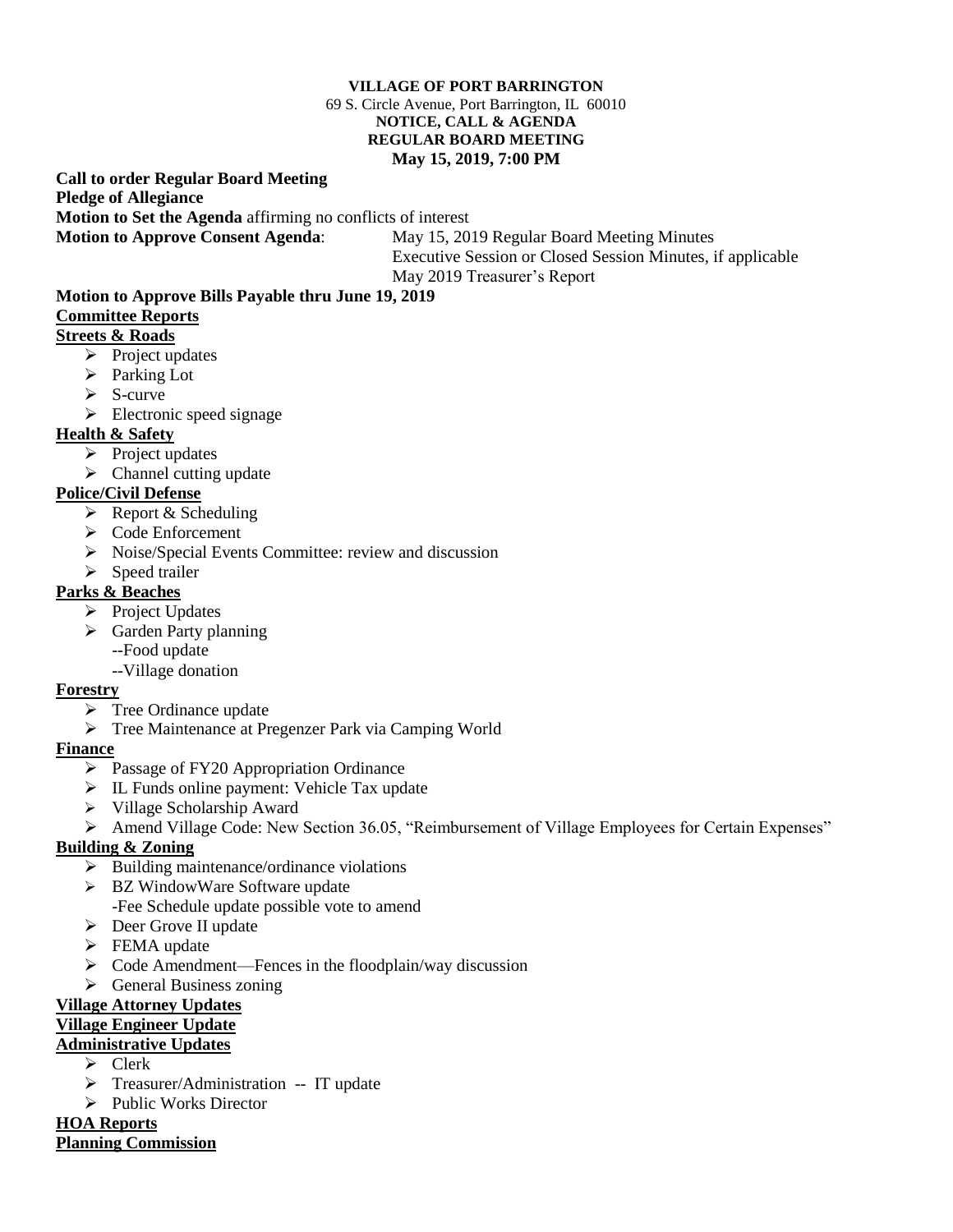**VILLAGE OF PORT BARRINGTON**
69 S. Circle Avenue, Port Barrington, IL 60010
**NOTICE, CALL & AGENDA**
**REGULAR BOARD MEETING**
**May 15, 2019, 7:00 PM**

**Call to order Regular Board Meeting**
**Pledge of Allegiance**
**Motion to Set the Agenda** affirming no conflicts of interest
**Motion to Approve Consent Agenda**: May 15, 2019 Regular Board Meeting Minutes
Executive Session or Closed Session Minutes, if applicable
May 2019 Treasurer's Report

**Motion to Approve Bills Payable thru June 19, 2019**

**Committee Reports**

**Streets & Roads**

- Project updates
- Parking Lot
- S-curve
- Electronic speed signage

**Health & Safety**

- Project updates
- Channel cutting update

**Police/Civil Defense**

- Report & Scheduling
- Code Enforcement
- Noise/Special Events Committee: review and discussion
- Speed trailer

**Parks & Beaches**

- Project Updates
- Garden Party planning
  --Food update
  --Village donation

**Forestry**

- Tree Ordinance update
- Tree Maintenance at Pregenzer Park via Camping World

**Finance**

- Passage of FY20 Appropriation Ordinance
- IL Funds online payment: Vehicle Tax update
- Village Scholarship Award
- Amend Village Code: New Section 36.05, "Reimbursement of Village Employees for Certain Expenses"

**Building & Zoning**

- Building maintenance/ordinance violations
- BZ WindowWare Software update
  -Fee Schedule update possible vote to amend
- Deer Grove II update
- FEMA update
- Code Amendment—Fences in the floodplain/way discussion
- General Business zoning

**Village Attorney Updates**

**Village Engineer Update**

**Administrative Updates**

- Clerk
- Treasurer/Administration -- IT update
- Public Works Director

**HOA Reports**

**Planning Commission**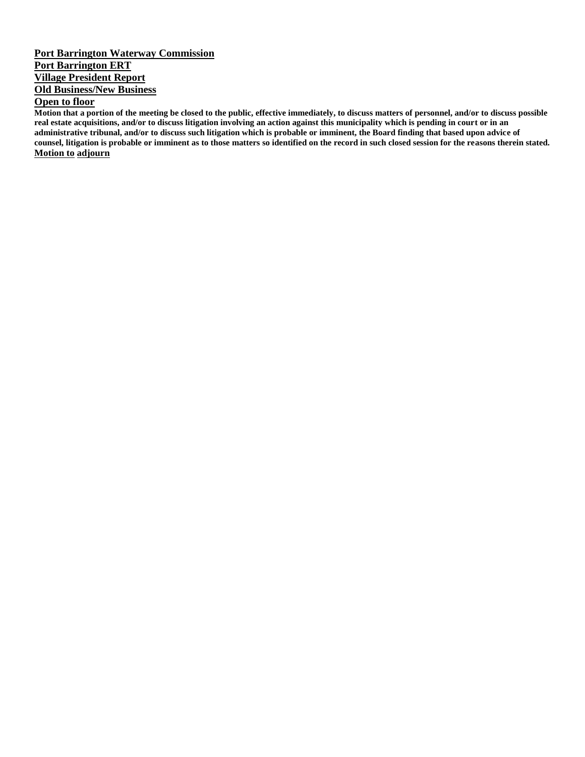**Port Barrington Waterway Commission**

**Port Barrington ERT**

**Village President Report**

**Old Business/New Business**

**Open to floor**

**Motion that a portion of the meeting be closed to the public, effective immediately, to discuss matters of personnel, and/or to discuss possible real estate acquisitions, and/or to discuss litigation involving an action against this municipality which is pending in court or in an administrative tribunal, and/or to discuss such litigation which is probable or imminent, the Board finding that based upon advice of counsel, litigation is probable or imminent as to those matters so identified on the record in such closed session for the reasons therein stated.**

**Motion to adjourn**